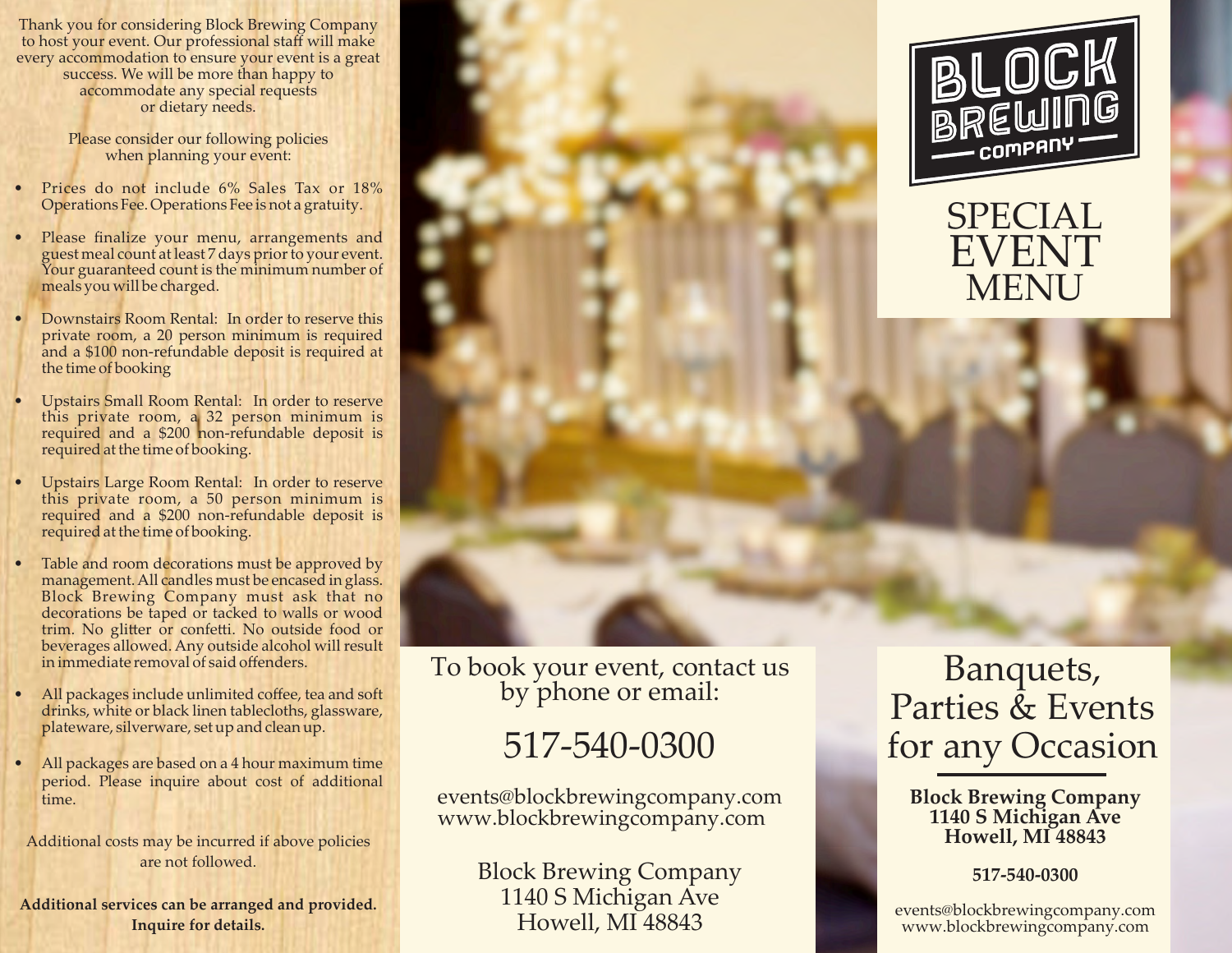Thank you for considering Block Brewing Company to host your event. Our professional staff will make every accommodation to ensure your event is a great success. We will be more than happy to accommodate any special requests or dietary needs.

Please consider our following policies when planning your event:

- Prices do not include 6% Sales Tax or 18% Operations Fee. Operations Fee is not a gratuity.
- Please finalize your menu, arrangements and guest meal count at least 7 days prior to your event. Your guaranteed count is the minimum number of meals you will be charged.
- Downstairs Room Rental: In order to reserve this private room, a 20 person minimum is required and a $100 non-refundable deposit is required at the time of booking
- Upstairs Small Room Rental: In order to reserve this private room, a 32 person minimum is required and a $200 non-refundable deposit is required at the time of booking.
- Upstairs Large Room Rental: In order to reserve this private room, a 50 person minimum is required and a $200 non-refundable deposit is required at the time of booking.
- Table and room decorations must be approved by management. All candles must be encased in glass. Block Brewing Company must ask that no decorations be taped or tacked to walls or wood trim. No glitter or confetti. No outside food or beverages allowed. Any outside alcohol will result in immediate removal of said offenders.
- All packages include unlimited coffee, tea and soft drinks, white or black linen tablecloths, glassware, plateware, silverware, set up and clean up.
- All packages are based on a 4 hour maximum time period. Please inquire about cost of additional time.

Additional costs may be incurred if above policies are not followed.

**Additional services can be arranged and provided. Inquire for details.**

To book your event, contact us by phone or email:

517-540-0300

events@blockbrewingcompany.com
www.blockbrewingcompany.com

Block Brewing Company
1140 S Michigan Ave
Howell, MI 48843

# BLOCK BREWING COMPANY

# SPECIAL EVENT MENU

## Banquets, Parties & Events for any Occasion

**Block Brewing Company**
**1140 S Michigan Ave**
**Howell, MI 48843**

**517-540-0300**

events@blockbrewingcompany.com
www.blockbrewingcompany.com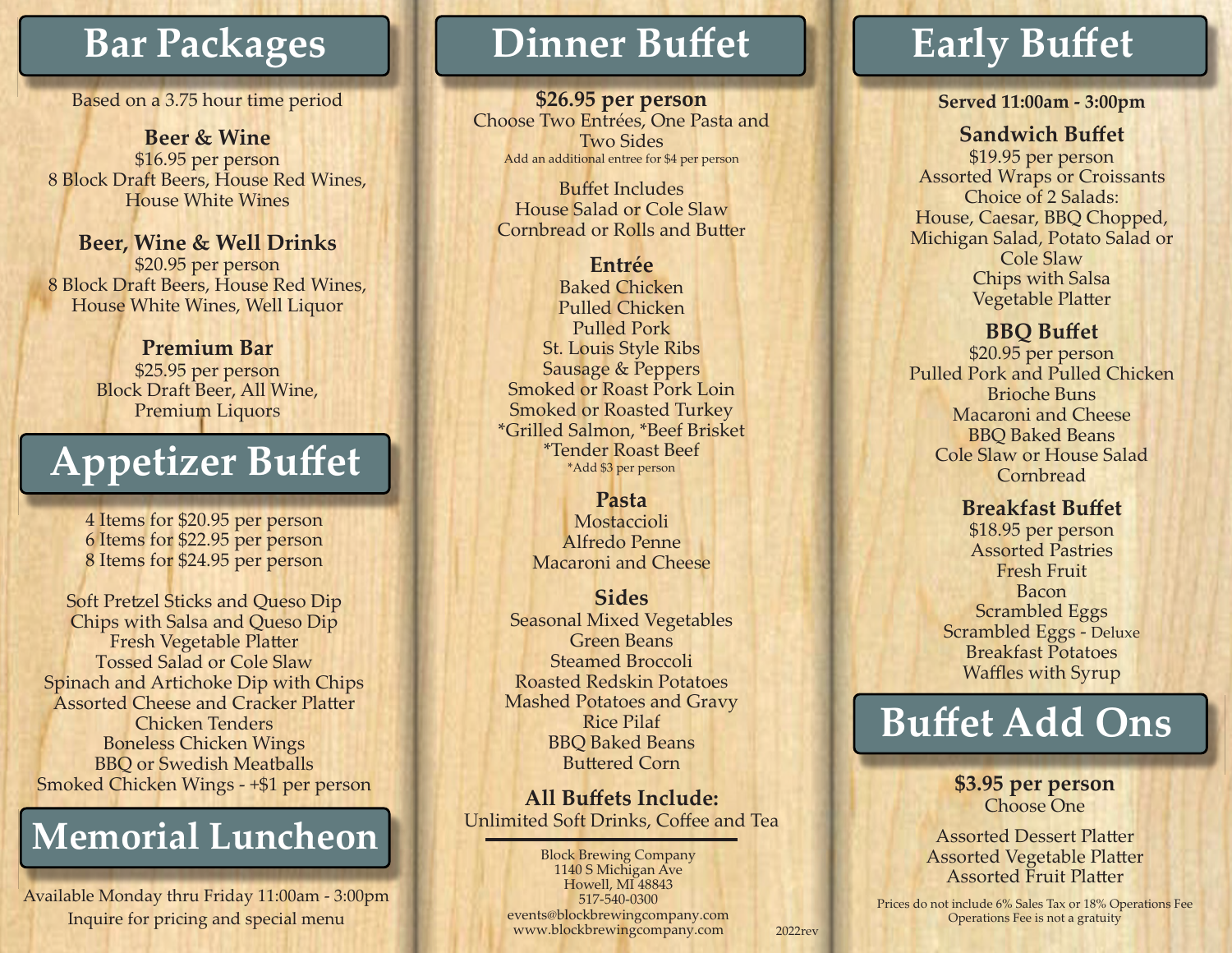# Bar Packages

Based on a 3.75 hour time period

**Beer & Wine**
$16.95 per person
8 Block Draft Beers, House Red Wines, House White Wines

**Beer, Wine & Well Drinks**
$20.95 per person
8 Block Draft Beers, House Red Wines, House White Wines, Well Liquor

**Premium Bar**
$25.95 per person
Block Draft Beer, All Wine, Premium Liquors

# Appetizer Buffet

4 Items for $20.95 per person
6 Items for $22.95 per person
8 Items for $24.95 per person

Soft Pretzel Sticks and Queso Dip
Chips with Salsa and Queso Dip
Fresh Vegetable Platter
Tossed Salad or Cole Slaw
Spinach and Artichoke Dip with Chips
Assorted Cheese and Cracker Platter
Chicken Tenders
Boneless Chicken Wings
BBQ or Swedish Meatballs
Smoked Chicken Wings - +$1 per person

# Memorial Luncheon

Available Monday thru Friday 11:00am - 3:00pm
Inquire for pricing and special menu

# Dinner Buffet

**$26.95 per person**
Choose Two Entrées, One Pasta and Two Sides
Add an additional entree for $4 per person

Buffet Includes
House Salad or Cole Slaw
Cornbread or Rolls and Butter

**Entrée**
Baked Chicken
Pulled Chicken
Pulled Pork
St. Louis Style Ribs
Sausage & Peppers
Smoked or Roast Pork Loin
Smoked or Roasted Turkey
*Grilled Salmon, *Beef Brisket
*Tender Roast Beef
*Add $3 per person

**Pasta**
Mostaccioli
Alfredo Penne
Macaroni and Cheese

**Sides**
Seasonal Mixed Vegetables
Green Beans
Steamed Broccoli
Roasted Redskin Potatoes
Mashed Potatoes and Gravy
Rice Pilaf
BBQ Baked Beans
Buttered Corn

**All Buffets Include:**
Unlimited Soft Drinks, Coffee and Tea

Block Brewing Company
1140 S Michigan Ave
Howell, MI 48843
517-540-0300
events@blockbrewingcompany.com
www.blockbrewingcompany.com

2022rev

# Early Buffet

**Served 11:00am - 3:00pm**

**Sandwich Buffet**
$19.95 per person
Assorted Wraps or Croissants
Choice of 2 Salads:
House, Caesar, BBQ Chopped, Michigan Salad, Potato Salad or Cole Slaw
Chips with Salsa
Vegetable Platter

**BBQ Buffet**
$20.95 per person
Pulled Pork and Pulled Chicken
Brioche Buns
Macaroni and Cheese
BBQ Baked Beans
Cole Slaw or House Salad
Cornbread

**Breakfast Buffet**
$18.95 per person
Assorted Pastries
Fresh Fruit
Bacon
Scrambled Eggs
Scrambled Eggs - Deluxe
Breakfast Potatoes
Waffles with Syrup

# Buffet Add Ons

**$3.95 per person**
Choose One

Assorted Dessert Platter
Assorted Vegetable Platter
Assorted Fruit Platter

Prices do not include 6% Sales Tax or 18% Operations Fee
Operations Fee is not a gratuity